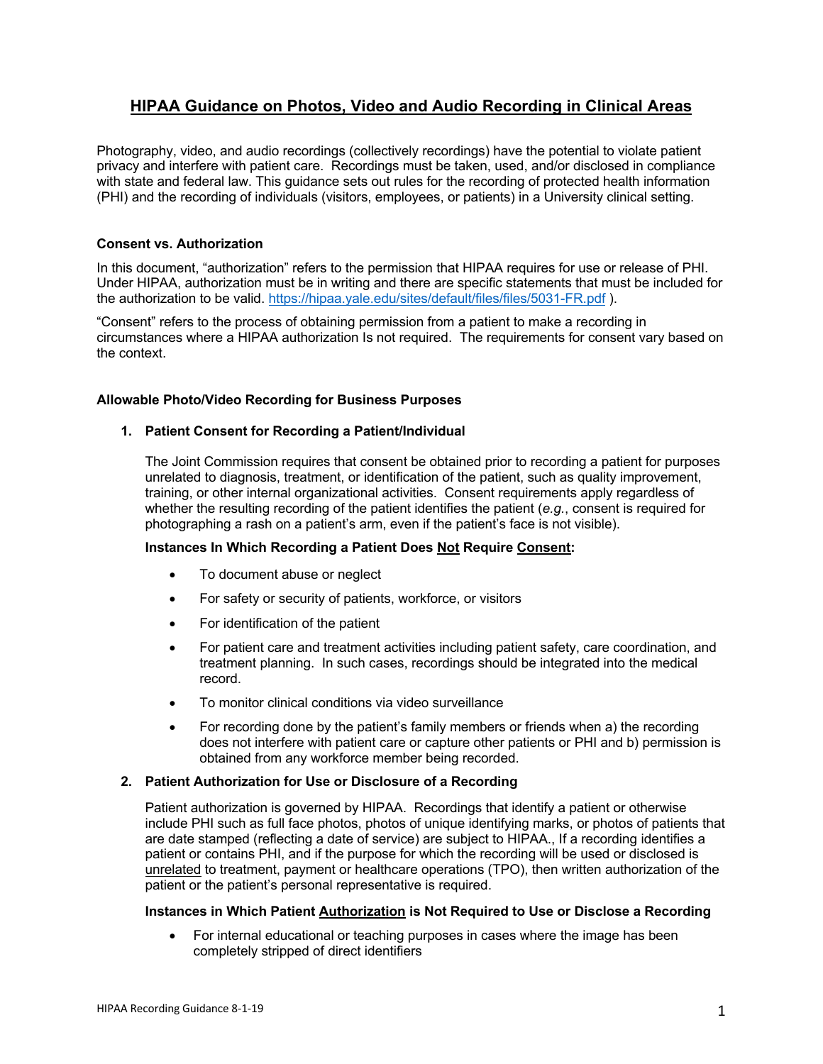# HIPAA Guidance on Photos, Video and Audio Recording in Clinical Areas

Photography, video, and audio recordings (collectively recordings) have the potential to violate patient privacy and interfere with patient care. Recordings must be taken, used, and/or disclosed in compliance with state and federal law. This guidance sets out rules for the recording of protected health information (PHI) and the recording of individuals (visitors, employees, or patients) in a University clinical setting.

### Consent vs. Authorization

In this document, "authorization" refers to the permission that HIPAA requires for use or release of PHI. Under HIPAA, authorization must be in writing and there are specific statements that must be included for the authorization to be valid. https://hipaa.yale.edu/sites/default/files/files/5031-FR.pdf ).

"Consent" refers to the process of obtaining permission from a patient to make a recording in circumstances where a HIPAA authorization Is not required. The requirements for consent vary based on the context.

### Allowable Photo/Video Recording for Business Purposes

1. **Patient Consent for Recording a Patient/Individual**

   The Joint Commission requires that consent be obtained prior to recording a patient for purposes unrelated to diagnosis, treatment, or identification of the patient, such as quality improvement, training, or other internal organizational activities. Consent requirements apply regardless of whether the resulting recording of the patient identifies the patient (*e.g.*, consent is required for photographing a rash on a patient's arm, even if the patient's face is not visible).

   **Instances In Which Recording a Patient Does <u>Not</u> Require <u>Consent</u>:**

   - To document abuse or neglect
   - For safety or security of patients, workforce, or visitors
   - For identification of the patient
   - For patient care and treatment activities including patient safety, care coordination, and treatment planning. In such cases, recordings should be integrated into the medical record.
   - To monitor clinical conditions via video surveillance
   - For recording done by the patient's family members or friends when a) the recording does not interfere with patient care or capture other patients or PHI and b) permission is obtained from any workforce member being recorded.

2. **Patient Authorization for Use or Disclosure of a Recording**

   Patient authorization is governed by HIPAA. Recordings that identify a patient or otherwise include PHI such as full face photos, photos of unique identifying marks, or photos of patients that are date stamped (reflecting a date of service) are subject to HIPAA., If a recording identifies a patient or contains PHI, and if the purpose for which the recording will be used or disclosed is <u>unrelated</u> to treatment, payment or healthcare operations (TPO), then written authorization of the patient or the patient's personal representative is required.

   **Instances in Which Patient <u>Authorization</u> is Not Required to Use or Disclose a Recording**

   - For internal educational or teaching purposes in cases where the image has been completely stripped of direct identifiers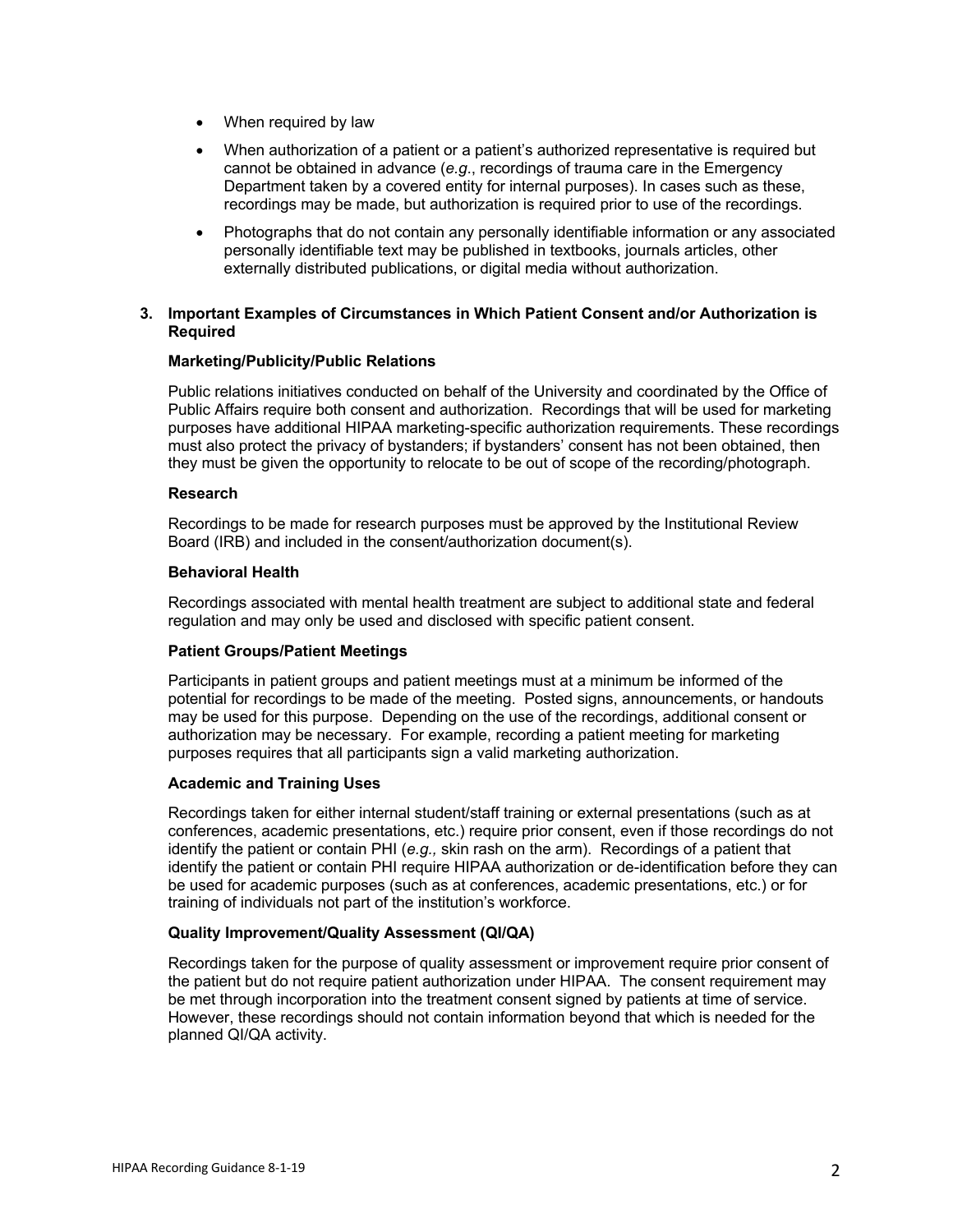- When required by law
- When authorization of a patient or a patient's authorized representative is required but cannot be obtained in advance (*e.g*., recordings of trauma care in the Emergency Department taken by a covered entity for internal purposes). In cases such as these, recordings may be made, but authorization is required prior to use of the recordings.
- Photographs that do not contain any personally identifiable information or any associated personally identifiable text may be published in textbooks, journals articles, other externally distributed publications, or digital media without authorization.

### 3. Important Examples of Circumstances in Which Patient Consent and/or Authorization is Required

#### Marketing/Publicity/Public Relations

Public relations initiatives conducted on behalf of the University and coordinated by the Office of Public Affairs require both consent and authorization. Recordings that will be used for marketing purposes have additional HIPAA marketing-specific authorization requirements. These recordings must also protect the privacy of bystanders; if bystanders' consent has not been obtained, then they must be given the opportunity to relocate to be out of scope of the recording/photograph.

#### Research

Recordings to be made for research purposes must be approved by the Institutional Review Board (IRB) and included in the consent/authorization document(s).

#### Behavioral Health

Recordings associated with mental health treatment are subject to additional state and federal regulation and may only be used and disclosed with specific patient consent.

#### Patient Groups/Patient Meetings

Participants in patient groups and patient meetings must at a minimum be informed of the potential for recordings to be made of the meeting. Posted signs, announcements, or handouts may be used for this purpose. Depending on the use of the recordings, additional consent or authorization may be necessary. For example, recording a patient meeting for marketing purposes requires that all participants sign a valid marketing authorization.

#### Academic and Training Uses

Recordings taken for either internal student/staff training or external presentations (such as at conferences, academic presentations, etc.) require prior consent, even if those recordings do not identify the patient or contain PHI (*e.g.,* skin rash on the arm). Recordings of a patient that identify the patient or contain PHI require HIPAA authorization or de-identification before they can be used for academic purposes (such as at conferences, academic presentations, etc.) or for training of individuals not part of the institution's workforce.

#### Quality Improvement/Quality Assessment (QI/QA)

Recordings taken for the purpose of quality assessment or improvement require prior consent of the patient but do not require patient authorization under HIPAA. The consent requirement may be met through incorporation into the treatment consent signed by patients at time of service. However, these recordings should not contain information beyond that which is needed for the planned QI/QA activity.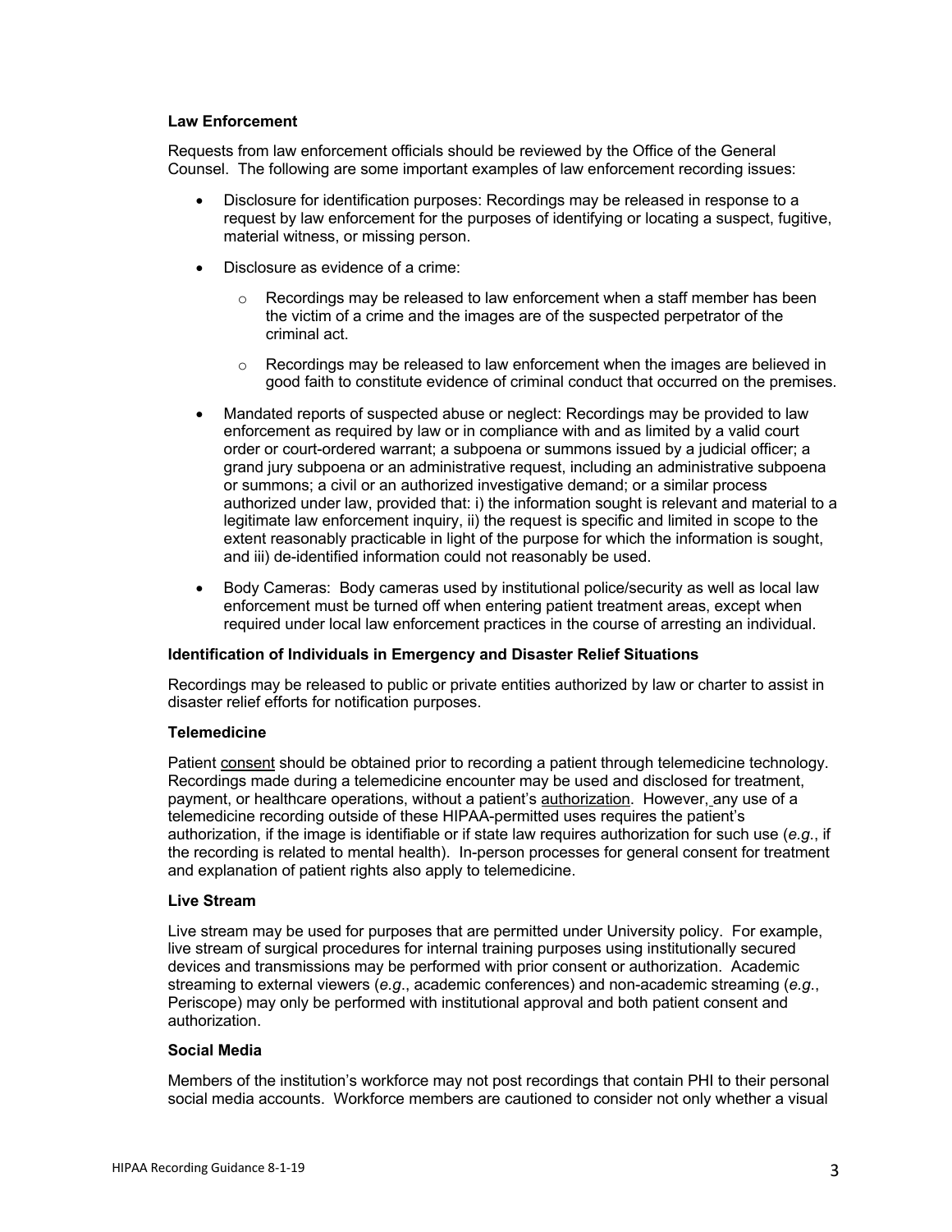**Law Enforcement**

Requests from law enforcement officials should be reviewed by the Office of the General Counsel. The following are some important examples of law enforcement recording issues:

- Disclosure for identification purposes: Recordings may be released in response to a request by law enforcement for the purposes of identifying or locating a suspect, fugitive, material witness, or missing person.
- Disclosure as evidence of a crime:
  - Recordings may be released to law enforcement when a staff member has been the victim of a crime and the images are of the suspected perpetrator of the criminal act.
  - Recordings may be released to law enforcement when the images are believed in good faith to constitute evidence of criminal conduct that occurred on the premises.
- Mandated reports of suspected abuse or neglect: Recordings may be provided to law enforcement as required by law or in compliance with and as limited by a valid court order or court-ordered warrant; a subpoena or summons issued by a judicial officer; a grand jury subpoena or an administrative request, including an administrative subpoena or summons; a civil or an authorized investigative demand; or a similar process authorized under law, provided that: i) the information sought is relevant and material to a legitimate law enforcement inquiry, ii) the request is specific and limited in scope to the extent reasonably practicable in light of the purpose for which the information is sought, and iii) de-identified information could not reasonably be used.
- Body Cameras: Body cameras used by institutional police/security as well as local law enforcement must be turned off when entering patient treatment areas, except when required under local law enforcement practices in the course of arresting an individual.

**Identification of Individuals in Emergency and Disaster Relief Situations**

Recordings may be released to public or private entities authorized by law or charter to assist in disaster relief efforts for notification purposes.

**Telemedicine**

Patient consent should be obtained prior to recording a patient through telemedicine technology. Recordings made during a telemedicine encounter may be used and disclosed for treatment, payment, or healthcare operations, without a patient's authorization. However, any use of a telemedicine recording outside of these HIPAA-permitted uses requires the patient's authorization, if the image is identifiable or if state law requires authorization for such use (*e.g.*, if the recording is related to mental health). In-person processes for general consent for treatment and explanation of patient rights also apply to telemedicine.

**Live Stream**

Live stream may be used for purposes that are permitted under University policy. For example, live stream of surgical procedures for internal training purposes using institutionally secured devices and transmissions may be performed with prior consent or authorization. Academic streaming to external viewers (*e.g.*, academic conferences) and non-academic streaming (*e.g.*, Periscope) may only be performed with institutional approval and both patient consent and authorization.

**Social Media**

Members of the institution's workforce may not post recordings that contain PHI to their personal social media accounts. Workforce members are cautioned to consider not only whether a visual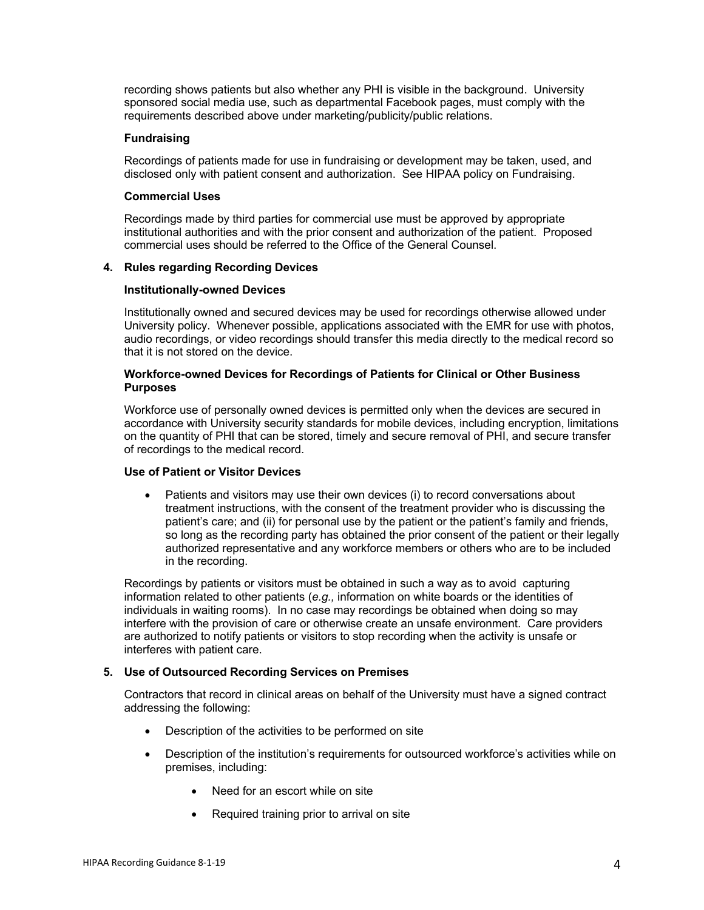recording shows patients but also whether any PHI is visible in the background. University sponsored social media use, such as departmental Facebook pages, must comply with the requirements described above under marketing/publicity/public relations.

**Fundraising**

Recordings of patients made for use in fundraising or development may be taken, used, and disclosed only with patient consent and authorization. See HIPAA policy on Fundraising.

**Commercial Uses**

Recordings made by third parties for commercial use must be approved by appropriate institutional authorities and with the prior consent and authorization of the patient. Proposed commercial uses should be referred to the Office of the General Counsel.

## 4. Rules regarding Recording Devices

**Institutionally-owned Devices**

Institutionally owned and secured devices may be used for recordings otherwise allowed under University policy. Whenever possible, applications associated with the EMR for use with photos, audio recordings, or video recordings should transfer this media directly to the medical record so that it is not stored on the device.

**Workforce-owned Devices for Recordings of Patients for Clinical or Other Business Purposes**

Workforce use of personally owned devices is permitted only when the devices are secured in accordance with University security standards for mobile devices, including encryption, limitations on the quantity of PHI that can be stored, timely and secure removal of PHI, and secure transfer of recordings to the medical record.

**Use of Patient or Visitor Devices**

- Patients and visitors may use their own devices (i) to record conversations about treatment instructions, with the consent of the treatment provider who is discussing the patient's care; and (ii) for personal use by the patient or the patient's family and friends, so long as the recording party has obtained the prior consent of the patient or their legally authorized representative and any workforce members or others who are to be included in the recording.

Recordings by patients or visitors must be obtained in such a way as to avoid capturing information related to other patients (*e.g.,* information on white boards or the identities of individuals in waiting rooms). In no case may recordings be obtained when doing so may interfere with the provision of care or otherwise create an unsafe environment. Care providers are authorized to notify patients or visitors to stop recording when the activity is unsafe or interferes with patient care.

## 5. Use of Outsourced Recording Services on Premises

Contractors that record in clinical areas on behalf of the University must have a signed contract addressing the following:

- Description of the activities to be performed on site
- Description of the institution's requirements for outsourced workforce's activities while on premises, including:
  - Need for an escort while on site
  - Required training prior to arrival on site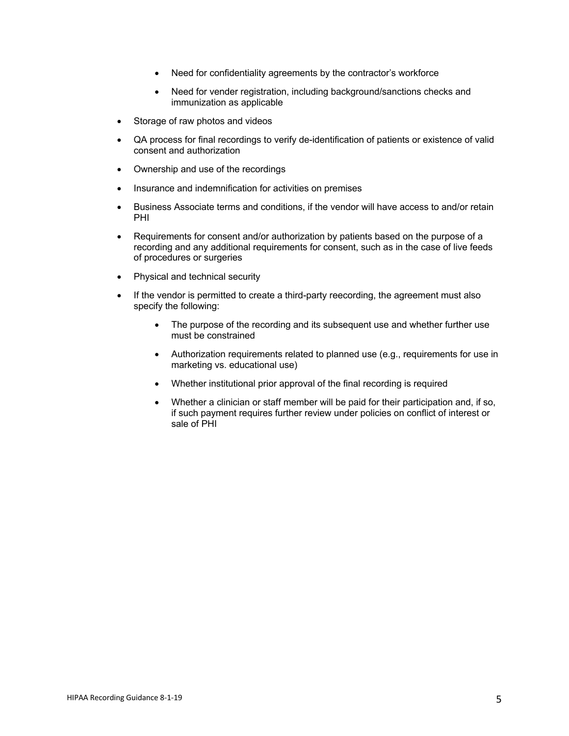- Need for confidentiality agreements by the contractor's workforce
    - Need for vender registration, including background/sanctions checks and immunization as applicable
- Storage of raw photos and videos
- QA process for final recordings to verify de-identification of patients or existence of valid consent and authorization
- Ownership and use of the recordings
- Insurance and indemnification for activities on premises
- Business Associate terms and conditions, if the vendor will have access to and/or retain PHI
- Requirements for consent and/or authorization by patients based on the purpose of a recording and any additional requirements for consent, such as in the case of live feeds of procedures or surgeries
- Physical and technical security
- If the vendor is permitted to create a third-party reecording, the agreement must also specify the following:
    - The purpose of the recording and its subsequent use and whether further use must be constrained
    - Authorization requirements related to planned use (e.g., requirements for use in marketing vs. educational use)
    - Whether institutional prior approval of the final recording is required
    - Whether a clinician or staff member will be paid for their participation and, if so, if such payment requires further review under policies on conflict of interest or sale of PHI